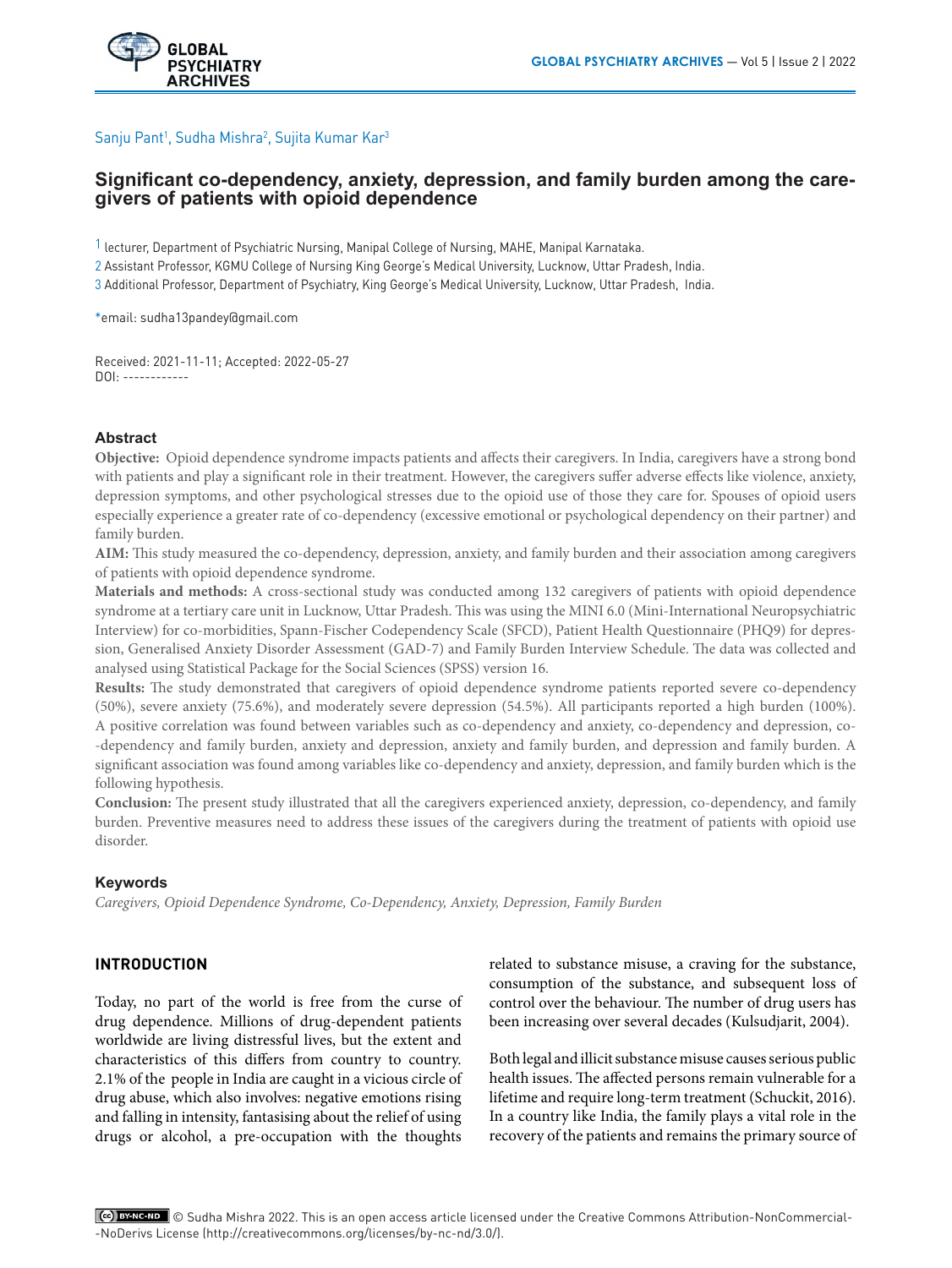Sanju Pant[1], Sudha Mishra[2], Sujita Kumar Kar[3]

# Significant co-dependency, anxiety, depression, and family burden among the care-givers of patients with opioid dependence

1 lecturer, Department of Psychiatric Nursing, Manipal College of Nursing, MAHE, Manipal Karnataka.
2 Assistant Professor, KGMU College of Nursing King George's Medical University, Lucknow, Uttar Pradesh, India.
3 Additional Professor, Department of Psychiatry, King George's Medical University, Lucknow, Uttar Pradesh, India.

*email: sudha13pandey@gmail.com

Received: 2021-11-11; Accepted: 2022-05-27
DOI: ------------

## Abstract

**Objective:** Opioid dependence syndrome impacts patients and affects their caregivers. In India, caregivers have a strong bond with patients and play a significant role in their treatment. However, the caregivers suffer adverse effects like violence, anxiety, depression symptoms, and other psychological stresses due to the opioid use of those they care for. Spouses of opioid users especially experience a greater rate of co-dependency (excessive emotional or psychological dependency on their partner) and family burden.

**AIM:** This study measured the co-dependency, depression, anxiety, and family burden and their association among caregivers of patients with opioid dependence syndrome.

**Materials and methods:** A cross-sectional study was conducted among 132 caregivers of patients with opioid dependence syndrome at a tertiary care unit in Lucknow, Uttar Pradesh. This was using the MINI 6.0 (Mini-International Neuropsychiatric Interview) for co-morbidities, Spann-Fischer Codependency Scale (SFCD), Patient Health Questionnaire (PHQ9) for depression, Generalised Anxiety Disorder Assessment (GAD-7) and Family Burden Interview Schedule. The data was collected and analysed using Statistical Package for the Social Sciences (SPSS) version 16.

**Results:** The study demonstrated that caregivers of opioid dependence syndrome patients reported severe co-dependency (50%), severe anxiety (75.6%), and moderately severe depression (54.5%). All participants reported a high burden (100%). A positive correlation was found between variables such as co-dependency and anxiety, co-dependency and depression, co-dependency and family burden, anxiety and depression, anxiety and family burden, and depression and family burden. A significant association was found among variables like co-dependency and anxiety, depression, and family burden which is the following hypothesis.

**Conclusion:** The present study illustrated that all the caregivers experienced anxiety, depression, co-dependency, and family burden. Preventive measures need to address these issues of the caregivers during the treatment of patients with opioid use disorder.

## Keywords

*Caregivers, Opioid Dependence Syndrome, Co-Dependency, Anxiety, Depression, Family Burden*

## INTRODUCTION

Today, no part of the world is free from the curse of drug dependence. Millions of drug-dependent patients worldwide are living distressful lives, but the extent and characteristics of this differs from country to country. 2.1% of the people in India are caught in a vicious circle of drug abuse, which also involves: negative emotions rising and falling in intensity, fantasising about the relief of using drugs or alcohol, a pre-occupation with the thoughts related to substance misuse, a craving for the substance, consumption of the substance, and subsequent loss of control over the behaviour. The number of drug users has been increasing over several decades (Kulsudjarit, 2004).

Both legal and illicit substance misuse causes serious public health issues. The affected persons remain vulnerable for a lifetime and require long-term treatment (Schuckit, 2016). In a country like India, the family plays a vital role in the recovery of the patients and remains the primary source of

© Sudha Mishra 2022. This is an open access article licensed under the Creative Commons Attribution-NonCommercial-NoDerivs License (http://creativecommons.org/licenses/by-nc-nd/3.0/).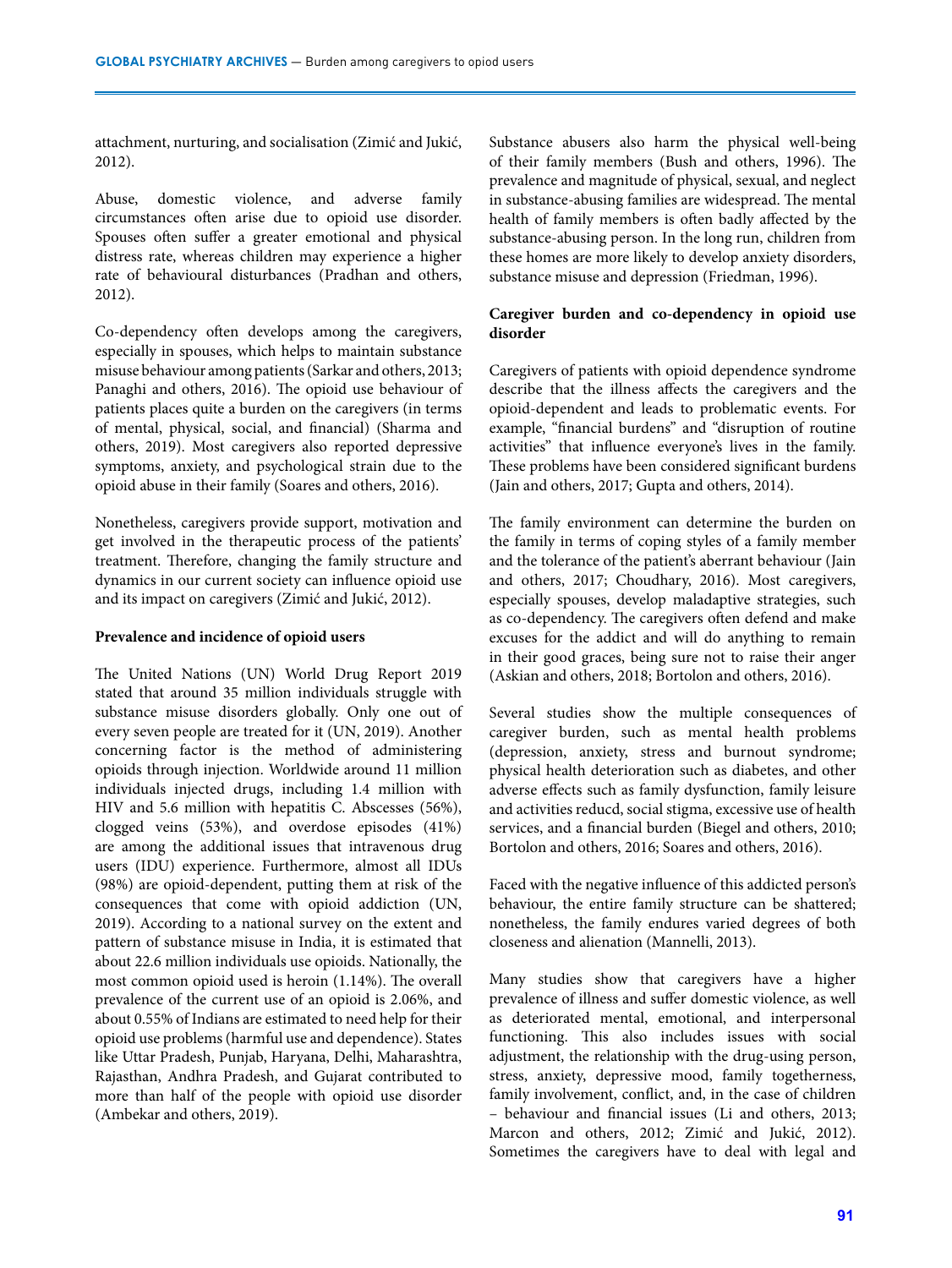attachment, nurturing, and socialisation (Zimić and Jukić, 2012).

Abuse, domestic violence, and adverse family circumstances often arise due to opioid use disorder. Spouses often suffer a greater emotional and physical distress rate, whereas children may experience a higher rate of behavioural disturbances (Pradhan and others, 2012).

Co-dependency often develops among the caregivers, especially in spouses, which helps to maintain substance misuse behaviour among patients (Sarkar and others, 2013; Panaghi and others, 2016). The opioid use behaviour of patients places quite a burden on the caregivers (in terms of mental, physical, social, and financial) (Sharma and others, 2019). Most caregivers also reported depressive symptoms, anxiety, and psychological strain due to the opioid abuse in their family (Soares and others, 2016).

Nonetheless, caregivers provide support, motivation and get involved in the therapeutic process of the patients' treatment. Therefore, changing the family structure and dynamics in our current society can influence opioid use and its impact on caregivers (Zimić and Jukić, 2012).

**Prevalence and incidence of opioid users**

The United Nations (UN) World Drug Report 2019 stated that around 35 million individuals struggle with substance misuse disorders globally. Only one out of every seven people are treated for it (UN, 2019). Another concerning factor is the method of administering opioids through injection. Worldwide around 11 million individuals injected drugs, including 1.4 million with HIV and 5.6 million with hepatitis C. Abscesses (56%), clogged veins (53%), and overdose episodes (41%) are among the additional issues that intravenous drug users (IDU) experience. Furthermore, almost all IDUs (98%) are opioid-dependent, putting them at risk of the consequences that come with opioid addiction (UN, 2019). According to a national survey on the extent and pattern of substance misuse in India, it is estimated that about 22.6 million individuals use opioids. Nationally, the most common opioid used is heroin (1.14%). The overall prevalence of the current use of an opioid is 2.06%, and about 0.55% of Indians are estimated to need help for their opioid use problems (harmful use and dependence). States like Uttar Pradesh, Punjab, Haryana, Delhi, Maharashtra, Rajasthan, Andhra Pradesh, and Gujarat contributed to more than half of the people with opioid use disorder (Ambekar and others, 2019).

Substance abusers also harm the physical well-being of their family members (Bush and others, 1996). The prevalence and magnitude of physical, sexual, and neglect in substance-abusing families are widespread. The mental health of family members is often badly affected by the substance-abusing person. In the long run, children from these homes are more likely to develop anxiety disorders, substance misuse and depression (Friedman, 1996).

**Caregiver burden and co-dependency in opioid use disorder**

Caregivers of patients with opioid dependence syndrome describe that the illness affects the caregivers and the opioid-dependent and leads to problematic events. For example, "financial burdens" and "disruption of routine activities" that influence everyone's lives in the family. These problems have been considered significant burdens (Jain and others, 2017; Gupta and others, 2014).

The family environment can determine the burden on the family in terms of coping styles of a family member and the tolerance of the patient's aberrant behaviour (Jain and others, 2017; Choudhary, 2016). Most caregivers, especially spouses, develop maladaptive strategies, such as co-dependency. The caregivers often defend and make excuses for the addict and will do anything to remain in their good graces, being sure not to raise their anger (Askian and others, 2018; Bortolon and others, 2016).

Several studies show the multiple consequences of caregiver burden, such as mental health problems (depression, anxiety, stress and burnout syndrome; physical health deterioration such as diabetes, and other adverse effects such as family dysfunction, family leisure and activities reducd, social stigma, excessive use of health services, and a financial burden (Biegel and others, 2010; Bortolon and others, 2016; Soares and others, 2016).

Faced with the negative influence of this addicted person's behaviour, the entire family structure can be shattered; nonetheless, the family endures varied degrees of both closeness and alienation (Mannelli, 2013).

Many studies show that caregivers have a higher prevalence of illness and suffer domestic violence, as well as deteriorated mental, emotional, and interpersonal functioning. This also includes issues with social adjustment, the relationship with the drug-using person, stress, anxiety, depressive mood, family togetherness, family involvement, conflict, and, in the case of children – behaviour and financial issues (Li and others, 2013; Marcon and others, 2012; Zimić and Jukić, 2012). Sometimes the caregivers have to deal with legal and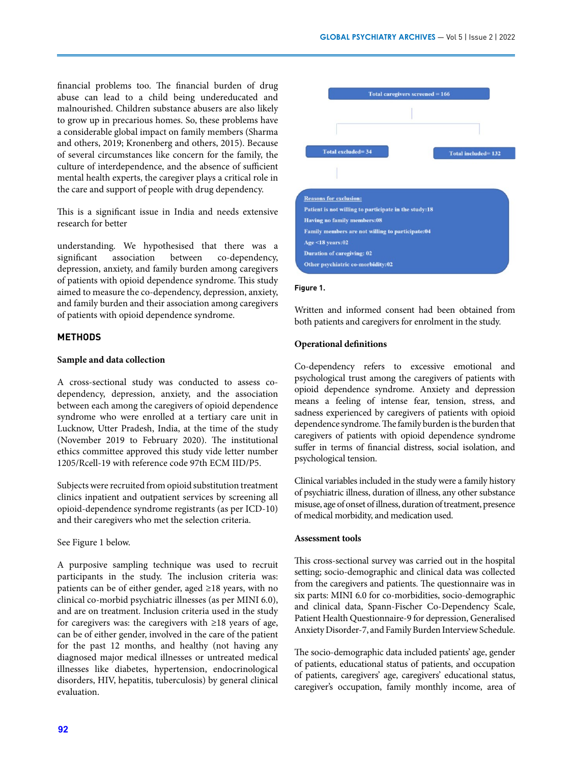financial problems too. The financial burden of drug abuse can lead to a child being undereducated and malnourished. Children substance abusers are also likely to grow up in precarious homes. So, these problems have a considerable global impact on family members (Sharma and others, 2019; Kronenberg and others, 2015). Because of several circumstances like concern for the family, the culture of interdependence, and the absence of sufficient mental health experts, the caregiver plays a critical role in the care and support of people with drug dependency.

This is a significant issue in India and needs extensive research for better

understanding. We hypothesised that there was a significant association between co-dependency, depression, anxiety, and family burden among caregivers of patients with opioid dependence syndrome. This study aimed to measure the co-dependency, depression, anxiety, and family burden and their association among caregivers of patients with opioid dependence syndrome.

## METHODS

### Sample and data collection

A cross-sectional study was conducted to assess co-dependency, depression, anxiety, and the association between each among the caregivers of opioid dependence syndrome who were enrolled at a tertiary care unit in Lucknow, Utter Pradesh, India, at the time of the study (November 2019 to February 2020). The institutional ethics committee approved this study vide letter number 1205/Rcell-19 with reference code 97th ECM IID/P5.

Subjects were recruited from opioid substitution treatment clinics inpatient and outpatient services by screening all opioid-dependence syndrome registrants (as per ICD-10) and their caregivers who met the selection criteria.

See Figure 1 below.

A purposive sampling technique was used to recruit participants in the study. The inclusion criteria was: patients can be of either gender, aged ≥18 years, with no clinical co-morbid psychiatric illnesses (as per MINI 6.0), and are on treatment. Inclusion criteria used in the study for caregivers was: the caregivers with ≥18 years of age, can be of either gender, involved in the care of the patient for the past 12 months, and healthy (not having any diagnosed major medical illnesses or untreated medical illnesses like diabetes, hypertension, endocrinological disorders, HIV, hepatitis, tuberculosis) by general clinical evaluation.

Total caregivers screened = 166

Total excluded= 34

Total included= 132

Reasons for exclusion:
- Patient is not willing to participate in the study:18
- Having no family members:08
- Family members are not willing to participate:04
- Age <18 years:02
- Duration of caregiving: 02
- Other psychiatric co-morbidity:02

**Figure 1.**

Written and informed consent had been obtained from both patients and caregivers for enrolment in the study.

### Operational definitions

Co-dependency refers to excessive emotional and psychological trust among the caregivers of patients with opioid dependence syndrome. Anxiety and depression means a feeling of intense fear, tension, stress, and sadness experienced by caregivers of patients with opioid dependence syndrome. The family burden is the burden that caregivers of patients with opioid dependence syndrome suffer in terms of financial distress, social isolation, and psychological tension.

Clinical variables included in the study were a family history of psychiatric illness, duration of illness, any other substance misuse, age of onset of illness, duration of treatment, presence of medical morbidity, and medication used.

### Assessment tools

This cross-sectional survey was carried out in the hospital setting; socio-demographic and clinical data was collected from the caregivers and patients. The questionnaire was in six parts: MINI 6.0 for co-morbidities, socio-demographic and clinical data, Spann-Fischer Co-Dependency Scale, Patient Health Questionnaire-9 for depression, Generalised Anxiety Disorder-7, and Family Burden Interview Schedule.

The socio-demographic data included patients' age, gender of patients, educational status of patients, and occupation of patients, caregivers' age, caregivers' educational status, caregiver's occupation, family monthly income, area of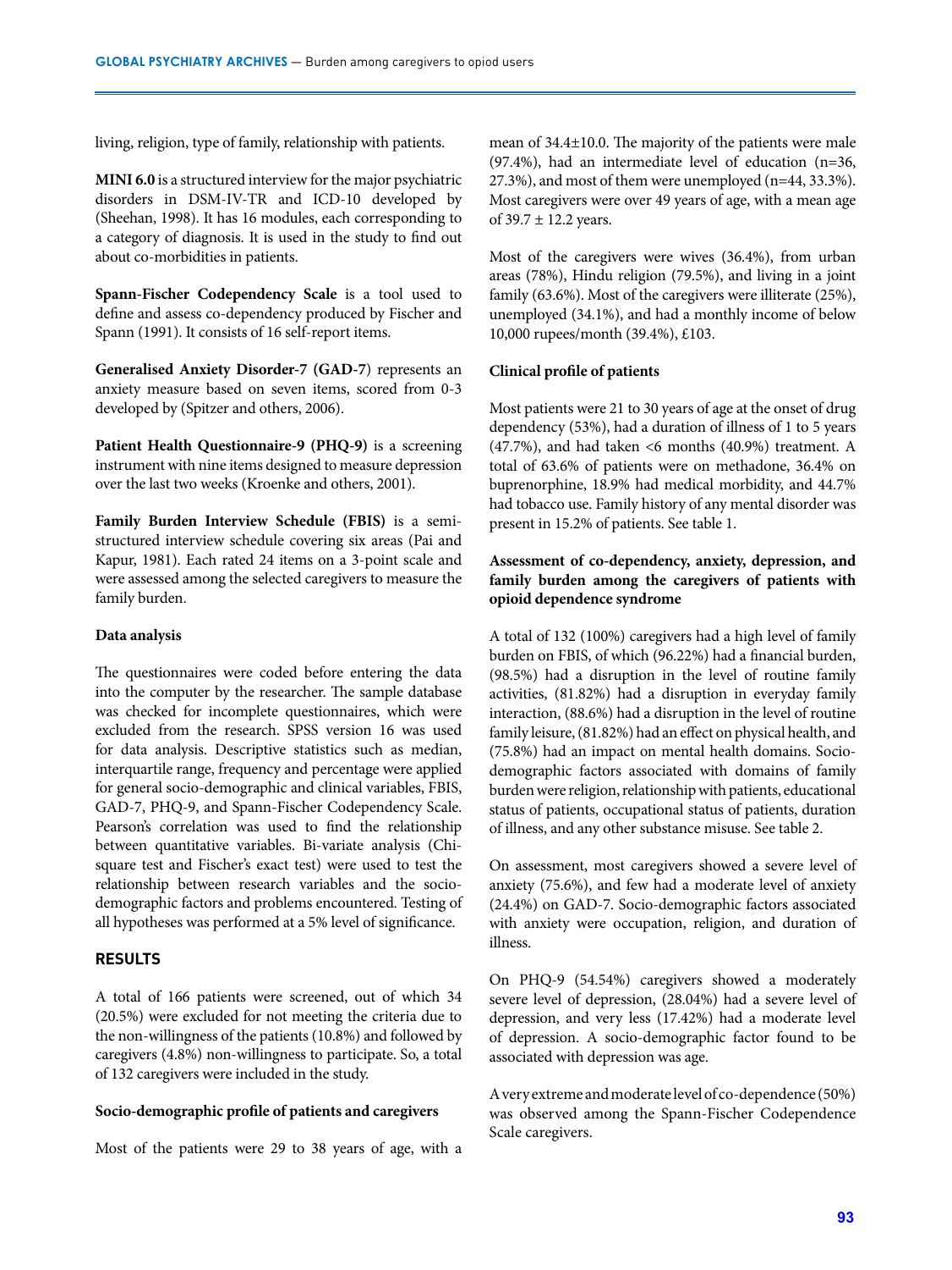living, religion, type of family, relationship with patients.

**MINI 6.0** is a structured interview for the major psychiatric disorders in DSM-IV-TR and ICD-10 developed by (Sheehan, 1998). It has 16 modules, each corresponding to a category of diagnosis. It is used in the study to find out about co-morbidities in patients.

**Spann-Fischer Codependency Scale** is a tool used to define and assess co-dependency produced by Fischer and Spann (1991). It consists of 16 self-report items.

**Generalised Anxiety Disorder-7 (GAD-7)** represents an anxiety measure based on seven items, scored from 0-3 developed by (Spitzer and others, 2006).

**Patient Health Questionnaire-9 (PHQ-9)** is a screening instrument with nine items designed to measure depression over the last two weeks (Kroenke and others, 2001).

**Family Burden Interview Schedule (FBIS)** is a semi-structured interview schedule covering six areas (Pai and Kapur, 1981). Each rated 24 items on a 3-point scale and were assessed among the selected caregivers to measure the family burden.

**Data analysis**

The questionnaires were coded before entering the data into the computer by the researcher. The sample database was checked for incomplete questionnaires, which were excluded from the research. SPSS version 16 was used for data analysis. Descriptive statistics such as median, interquartile range, frequency and percentage were applied for general socio-demographic and clinical variables, FBIS, GAD-7, PHQ-9, and Spann-Fischer Codependency Scale. Pearson's correlation was used to find the relationship between quantitative variables. Bi-variate analysis (Chi-square test and Fischer's exact test) were used to test the relationship between research variables and the socio-demographic factors and problems encountered. Testing of all hypotheses was performed at a 5% level of significance.

## RESULTS

A total of 166 patients were screened, out of which 34 (20.5%) were excluded for not meeting the criteria due to the non-willingness of the patients (10.8%) and followed by caregivers (4.8%) non-willingness to participate. So, a total of 132 caregivers were included in the study.

**Socio-demographic profile of patients and caregivers**

Most of the patients were 29 to 38 years of age, with a mean of 34.4±10.0. The majority of the patients were male (97.4%), had an intermediate level of education (n=36, 27.3%), and most of them were unemployed (n=44, 33.3%). Most caregivers were over 49 years of age, with a mean age of 39.7 ± 12.2 years.

Most of the caregivers were wives (36.4%), from urban areas (78%), Hindu religion (79.5%), and living in a joint family (63.6%). Most of the caregivers were illiterate (25%), unemployed (34.1%), and had a monthly income of below 10,000 rupees/month (39.4%), £103.

**Clinical profile of patients**

Most patients were 21 to 30 years of age at the onset of drug dependency (53%), had a duration of illness of 1 to 5 years (47.7%), and had taken <6 months (40.9%) treatment. A total of 63.6% of patients were on methadone, 36.4% on buprenorphine, 18.9% had medical morbidity, and 44.7% had tobacco use. Family history of any mental disorder was present in 15.2% of patients. See table 1.

**Assessment of co-dependency, anxiety, depression, and family burden among the caregivers of patients with opioid dependence syndrome**

A total of 132 (100%) caregivers had a high level of family burden on FBIS, of which (96.22%) had a financial burden, (98.5%) had a disruption in the level of routine family activities, (81.82%) had a disruption in everyday family interaction, (88.6%) had a disruption in the level of routine family leisure, (81.82%) had an effect on physical health, and (75.8%) had an impact on mental health domains. Socio-demographic factors associated with domains of family burden were religion, relationship with patients, educational status of patients, occupational status of patients, duration of illness, and any other substance misuse. See table 2.

On assessment, most caregivers showed a severe level of anxiety (75.6%), and few had a moderate level of anxiety (24.4%) on GAD-7. Socio-demographic factors associated with anxiety were occupation, religion, and duration of illness.

On PHQ-9 (54.54%) caregivers showed a moderately severe level of depression, (28.04%) had a severe level of depression, and very less (17.42%) had a moderate level of depression. A socio-demographic factor found to be associated with depression was age.

A very extreme and moderate level of co-dependence (50%) was observed among the Spann-Fischer Codependence Scale caregivers.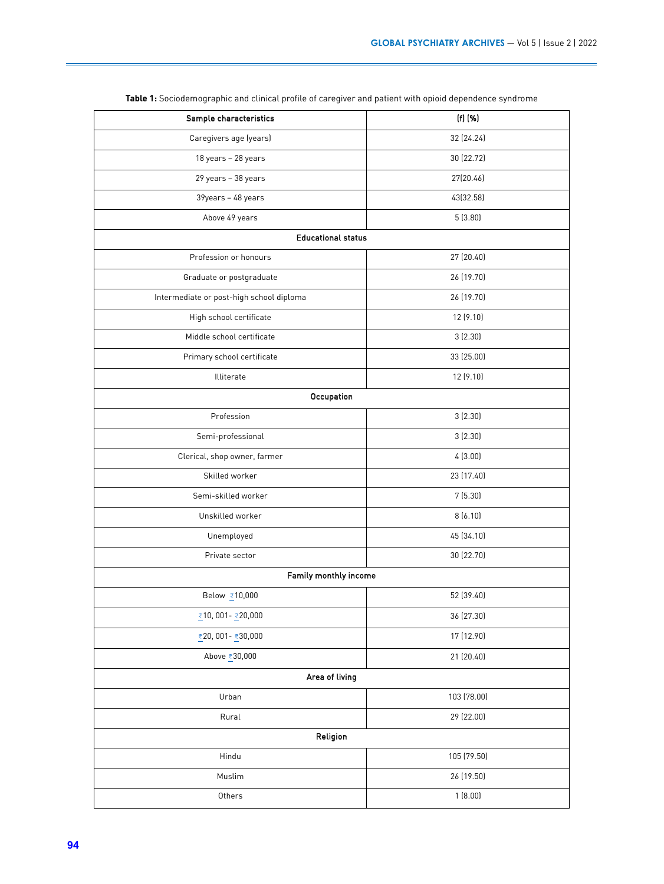**Table 1:** Sociodemographic and clinical profile of caregiver and patient with opioid dependence syndrome

| Sample characteristics | (f) (%) |
|---|---|
| Caregivers age (years) | 32 (24.24) |
| 18 years – 28 years | 30 (22.72) |
| 29 years – 38 years | 27(20.46) |
| 39years – 48 years | 43(32.58) |
| Above 49 years | 5 (3.80) |
| **Educational status** | |
| Profession or honours | 27 (20.40) |
| Graduate or postgraduate | 26 (19.70) |
| Intermediate or post-high school diploma | 26 (19.70) |
| High school certificate | 12 (9.10) |
| Middle school certificate | 3 (2.30) |
| Primary school certificate | 33 (25.00) |
| Illiterate | 12 (9.10) |
| **Occupation** | |
| Profession | 3 (2.30) |
| Semi-professional | 3 (2.30) |
| Clerical, shop owner, farmer | 4 (3.00) |
| Skilled worker | 23 (17.40) |
| Semi-skilled worker | 7 (5.30) |
| Unskilled worker | 8 (6.10) |
| Unemployed | 45 (34.10) |
| Private sector | 30 (22.70) |
| **Family monthly income** | |
| Below ₹10,000 | 52 (39.40) |
| ₹10, 001- ₹20,000 | 36 (27.30) |
| ₹20, 001- ₹30,000 | 17 (12.90) |
| Above ₹30,000 | 21 (20.40) |
| **Area of living** | |
| Urban | 103 (78.00) |
| Rural | 29 (22.00) |
| **Religion** | |
| Hindu | 105 (79.50) |
| Muslim | 26 (19.50) |
| Others | 1 (8.00) |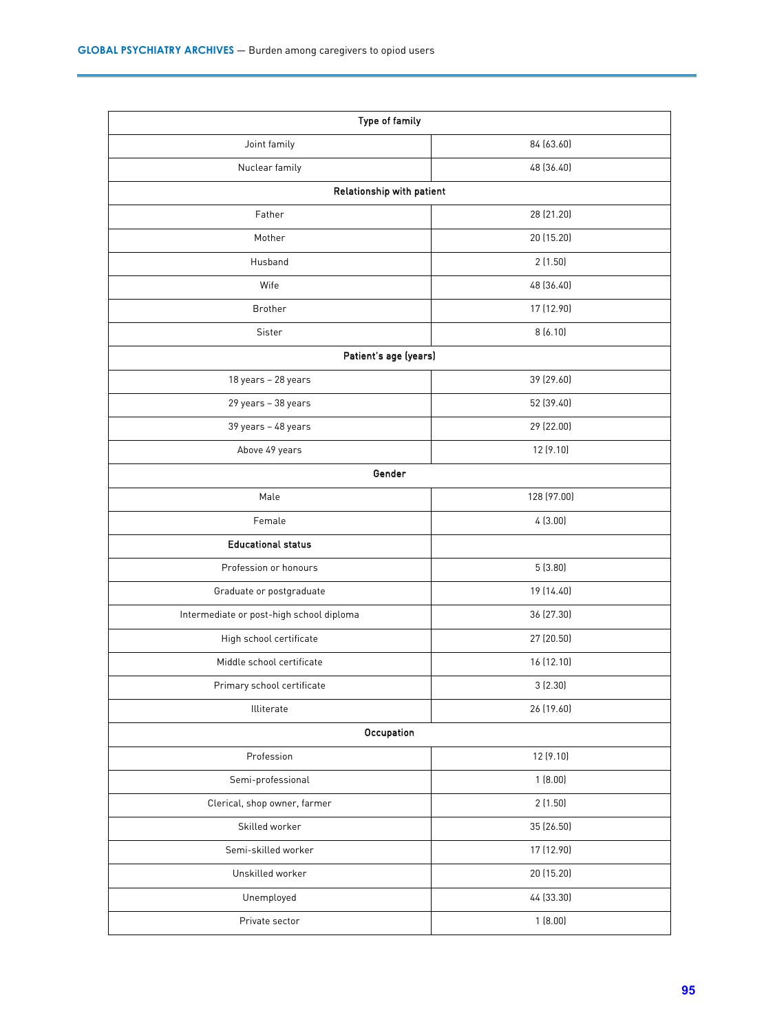| Type of family | |
|---|---|
| Joint family | 84 (63.60) |
| Nuclear family | 48 (36.40) |
| **Relationship with patient** | |
| Father | 28 (21.20) |
| Mother | 20 (15.20) |
| Husband | 2 (1.50) |
| Wife | 48 (36.40) |
| Brother | 17 (12.90) |
| Sister | 8 (6.10) |
| **Patient's age (years)** | |
| 18 years – 28 years | 39 (29.60) |
| 29 years – 38 years | 52 (39.40) |
| 39 years – 48 years | 29 (22.00) |
| Above 49 years | 12 (9.10) |
| **Gender** | |
| Male | 128 (97.00) |
| Female | 4 (3.00) |
| **Educational status** | |
| Profession or honours | 5 (3.80) |
| Graduate or postgraduate | 19 (14.40) |
| Intermediate or post-high school diploma | 36 (27.30) |
| High school certificate | 27 (20.50) |
| Middle school certificate | 16 (12.10) |
| Primary school certificate | 3 (2.30) |
| Illiterate | 26 (19.60) |
| **Occupation** | |
| Profession | 12 (9.10) |
| Semi-professional | 1 (8.00) |
| Clerical, shop owner, farmer | 2 (1.50) |
| Skilled worker | 35 (26.50) |
| Semi-skilled worker | 17 (12.90) |
| Unskilled worker | 20 (15.20) |
| Unemployed | 44 (33.30) |
| Private sector | 1 (8.00) |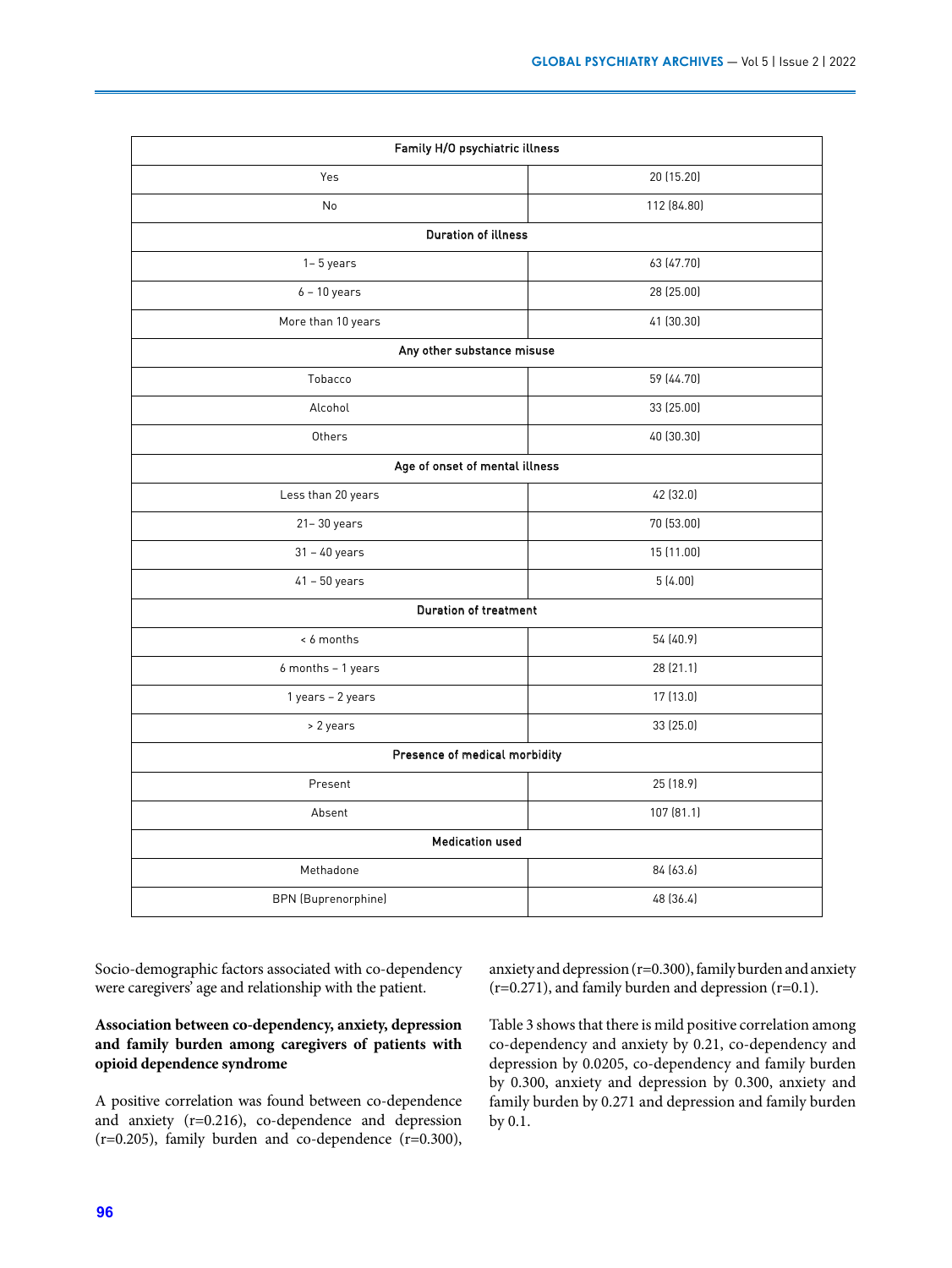| Family H/O psychiatric illness | |
|---|---|
| Yes | 20 (15.20) |
| No | 112 (84.80) |
| **Duration of illness** | |
| 1– 5 years | 63 (47.70) |
| 6 – 10 years | 28 (25.00) |
| More than 10 years | 41 (30.30) |
| **Any other substance misuse** | |
| Tobacco | 59 (44.70) |
| Alcohol | 33 (25.00) |
| Others | 40 (30.30) |
| **Age of onset of mental illness** | |
| Less than 20 years | 42 (32.0) |
| 21– 30 years | 70 (53.00) |
| 31 – 40 years | 15 (11.00) |
| 41 – 50 years | 5 (4.00) |
| **Duration of treatment** | |
| < 6 months | 54 (40.9) |
| 6 months – 1 years | 28 (21.1) |
| 1 years – 2 years | 17 (13.0) |
| > 2 years | 33 (25.0) |
| **Presence of medical morbidity** | |
| Present | 25 (18.9) |
| Absent | 107 (81.1) |
| **Medication used** | |
| Methadone | 84 (63.6) |
| BPN (Buprenorphine) | 48 (36.4) |

Socio-demographic factors associated with co-dependency were caregivers' age and relationship with the patient.

**Association between co-dependency, anxiety, depression and family burden among caregivers of patients with opioid dependence syndrome**

A positive correlation was found between co-dependence and anxiety ($r=0.216$), co-dependence and depression ($r=0.205$), family burden and co-dependence ($r=0.300$), anxiety and depression ($r=0.300$), family burden and anxiety ($r=0.271$), and family burden and depression ($r=0.1$).

Table 3 shows that there is mild positive correlation among co-dependency and anxiety by 0.21, co-dependency and depression by 0.0205, co-dependency and family burden by 0.300, anxiety and depression by 0.300, anxiety and family burden by 0.271 and depression and family burden by 0.1.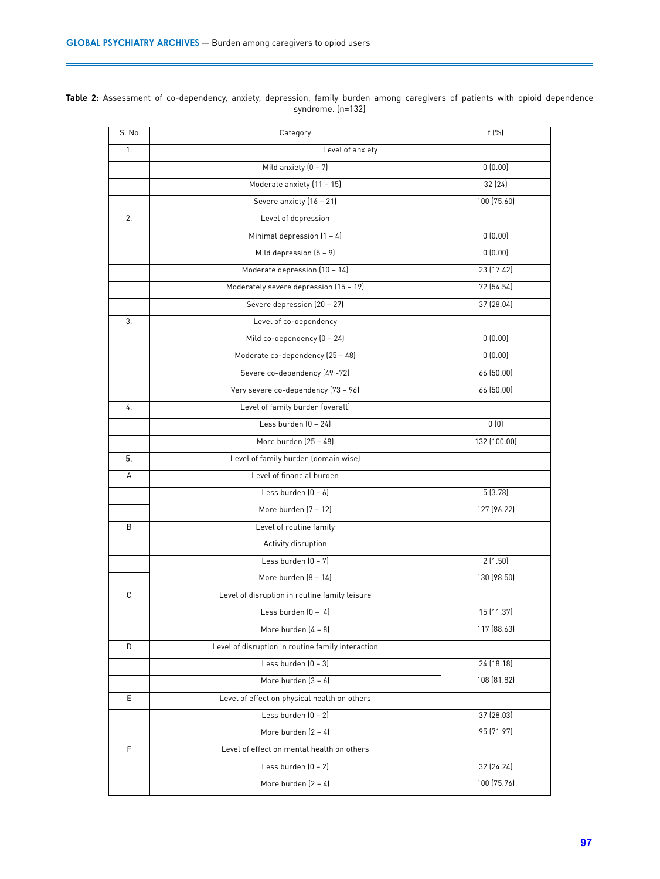**Table 2:** Assessment of co-dependency, anxiety, depression, family burden among caregivers of patients with opioid dependence syndrome. (n=132)

| S. No | Category | f (%) |
|---|---|---|
| 1. | Level of anxiety | |
| | Mild anxiety (0 – 7) | 0 (0.00) |
| | Moderate anxiety (11 – 15) | 32 (24) |
| | Severe anxiety (16 – 21) | 100 (75.60) |
| 2. | Level of depression | |
| | Minimal depression (1 – 4) | 0 (0.00) |
| | Mild depression (5 – 9) | 0 (0.00) |
| | Moderate depression (10 – 14) | 23 (17.42) |
| | Moderately severe depression (15 – 19) | 72 (54.54) |
| | Severe depression (20 – 27) | 37 (28.04) |
| 3. | Level of co-dependency | |
| | Mild co-dependency (0 – 24) | 0 (0.00) |
| | Moderate co-dependency (25 – 48) | 0 (0.00) |
| | Severe co-dependency (49 -72) | 66 (50.00) |
| | Very severe co-dependency (73 – 96) | 66 (50.00) |
| 4. | Level of family burden (overall) | |
| | Less burden (0 – 24) | 0 (0) |
| | More burden (25 – 48) | 132 (100.00) |
| **5.** | Level of family burden (domain wise) | |
| A | Level of financial burden | |
| | Less burden (0 – 6) | 5 (3.78) |
| | More burden (7 – 12) | 127 (96.22) |
| B | Level of routine family Activity disruption | |
| | Less burden (0 – 7) | 2 (1.50) |
| | More burden (8 – 14) | 130 (98.50) |
| C | Level of disruption in routine family leisure | |
| | Less burden (0 – 4) | 15 (11.37) |
| | More burden (4 – 8) | 117 (88.63) |
| D | Level of disruption in routine family interaction | |
| | Less burden (0 – 3) | 24 (18.18) |
| | More burden (3 – 6) | 108 (81.82) |
| E | Level of effect on physical health on others | |
| | Less burden (0 – 2) | 37 (28.03) |
| | More burden (2 – 4) | 95 (71.97) |
| F | Level of effect on mental health on others | |
| | Less burden (0 – 2) | 32 (24.24) |
| | More burden (2 – 4) | 100 (75.76) |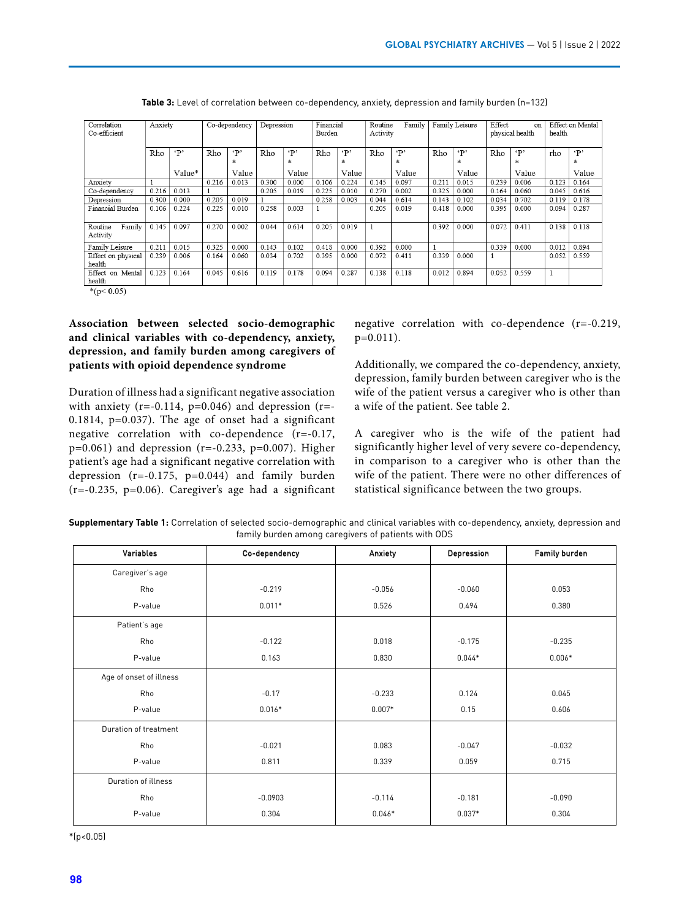**Table 3:** Level of correlation between co-dependency, anxiety, depression and family burden (n=132)

| Correlation Co-efficient | Anxiety | | Co-dependency | | Depression | | Financial Burden | | Routine Family Activity | | Family Leisure | | Effect on physical health | | Effect on Mental health | |
|---|---|---|---|---|---|---|---|---|---|---|---|---|---|---|---|---|
| | Rho | 'P' Value* | Rho | 'P' * Value | Rho | 'P' * Value | Rho | 'P' * Value | Rho | 'P' * Value | Rho | 'P' * Value | Rho | 'P' * Value | rho | 'P' * Value |
| Anxiety | 1 | | 0.216 | 0.013 | 0.300 | 0.000 | 0.106 | 0.224 | 0.145 | 0.097 | 0.211 | 0.015 | 0.239 | 0.006 | 0.123 | 0.164 |
| Co-dependency | 0.216 | 0.013 | 1 | | 0.205 | 0.019 | 0.225 | 0.010 | 0.270 | 0.002 | 0.325 | 0.000 | 0.164 | 0.060 | 0.045 | 0.616 |
| Depression | 0.300 | 0.000 | 0.205 | 0.019 | 1 | | 0.258 | 0.003 | 0.044 | 0.614 | 0.143 | 0.102 | 0.034 | 0.702 | 0.119 | 0.178 |
| Financial Burden | 0.106 | 0.224 | 0.225 | 0.010 | 0.258 | 0.003 | 1 | | 0.205 | 0.019 | 0.418 | 0.000 | 0.395 | 0.000 | 0.094 | 0.287 |
| Routine Family Activity | 0.145 | 0.097 | 0.270 | 0.002 | 0.044 | 0.614 | 0.205 | 0.019 | 1 | | 0.392 | 0.000 | 0.072 | 0.411 | 0.138 | 0.118 |
| Family Leisure | 0.211 | 0.015 | 0.325 | 0.000 | 0.143 | 0.102 | 0.418 | 0.000 | 0.392 | 0.000 | 1 | | 0.339 | 0.000 | 0.012 | 0.894 |
| Effect on physical health | 0.239 | 0.006 | 0.164 | 0.060 | 0.034 | 0.702 | 0.395 | 0.000 | 0.072 | 0.411 | 0.339 | 0.000 | 1 | | 0.052 | 0.559 |
| Effect on Mental health | 0.123 | 0.164 | 0.045 | 0.616 | 0.119 | 0.178 | 0.094 | 0.287 | 0.138 | 0.118 | 0.012 | 0.894 | 0.052 | 0.559 | 1 | |

*($p< 0.05$)

**Association between selected socio-demographic and clinical variables with co-dependency, anxiety, depression, and family burden among caregivers of patients with opioid dependence syndrome**

Duration of illness had a significant negative association with anxiety (r=-0.114, p=0.046) and depression (r=-0.1814, p=0.037). The age of onset had a significant negative correlation with co-dependence (r=-0.17, p=0.061) and depression (r=-0.233, p=0.007). Higher patient's age had a significant negative correlation with depression (r=-0.175, p=0.044) and family burden (r=-0.235, p=0.06). Caregiver's age had a significant negative correlation with co-dependence (r=-0.219, p=0.011).

Additionally, we compared the co-dependency, anxiety, depression, family burden between caregiver who is the wife of the patient versus a caregiver who is other than a wife of the patient. See table 2.

A caregiver who is the wife of the patient had significantly higher level of very severe co-dependency, in comparison to a caregiver who is other than the wife of the patient. There were no other differences of statistical significance between the two groups.

**Supplementary Table 1:** Correlation of selected socio-demographic and clinical variables with co-dependency, anxiety, depression and family burden among caregivers of patients with ODS

| Variables | Co-dependency | Anxiety | Depression | Family burden |
|---|---|---|---|---|
| Caregiver's age | | | | |
| Rho | -0.219 | -0.056 | -0.060 | 0.053 |
| P-value | 0.011* | 0.526 | 0.494 | 0.380 |
| Patient's age | | | | |
| Rho | -0.122 | 0.018 | -0.175 | -0.235 |
| P-value | 0.163 | 0.830 | 0.044* | 0.006* |
| Age of onset of illness | | | | |
| Rho | -0.17 | -0.233 | 0.124 | 0.045 |
| P-value | 0.016* | 0.007* | 0.15 | 0.606 |
| Duration of treatment | | | | |
| Rho | -0.021 | 0.083 | -0.047 | -0.032 |
| P-value | 0.811 | 0.339 | 0.059 | 0.715 |
| Duration of illness | | | | |
| Rho | -0.0903 | -0.114 | -0.181 | -0.090 |
| P-value | 0.304 | 0.046* | 0.037* | 0.304 |

*($p<0.05$)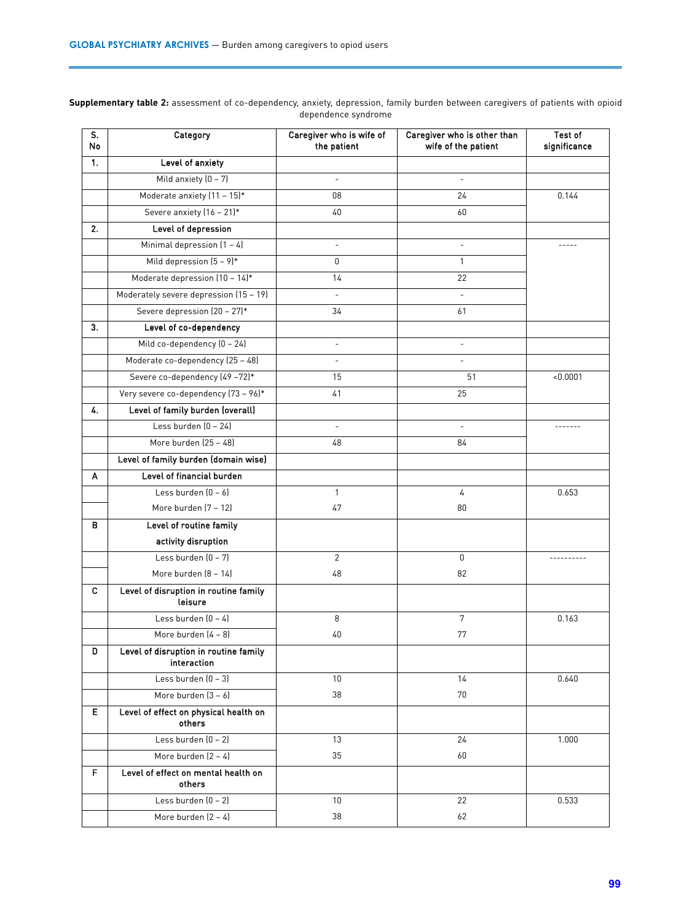**Supplementary table 2:** assessment of co-dependency, anxiety, depression, family burden between caregivers of patients with opioid dependence syndrome

| S. No | Category | Caregiver who is wife of the patient | Caregiver who is other than wife of the patient | Test of significance |
|---|---|---|---|---|
| **1.** | **Level of anxiety** | | | |
| | Mild anxiety (0 – 7) | - | - | |
| | Moderate anxiety (11 – 15)* | 08 | 24 | 0.144 |
| | Severe anxiety (16 – 21)* | 40 | 60 | |
| **2.** | **Level of depression** | | | |
| | Minimal depression (1 – 4) | - | - | ----- |
| | Mild depression (5 – 9)* | 0 | 1 | |
| | Moderate depression (10 – 14)* | 14 | 22 | |
| | Moderately severe depression (15 – 19) | - | - | |
| | Severe depression (20 – 27)* | 34 | 61 | |
| **3.** | **Level of co-dependency** | | | |
| | Mild co-dependency (0 – 24) | - | - | |
| | Moderate co-dependency (25 – 48) | - | - | |
| | Severe co-dependency (49 –72)* | 15 | 51 | <0.0001 |
| | Very severe co-dependency (73 – 96)* | 41 | 25 | |
| **4.** | **Level of family burden (overall)** | | | |
| | Less burden (0 – 24) | - | - | ------- |
| | More burden (25 – 48) | 48 | 84 | |
| | **Level of family burden (domain wise)** | | | |
| **A** | **Level of financial burden** | | | |
| | Less burden (0 – 6) | 1 | 4 | 0.653 |
| | More burden (7 – 12) | 47 | 80 | |
| **B** | **Level of routine family activity disruption** | | | |
| | Less burden (0 – 7) | 2 | 0 | ---------- |
| | More burden (8 – 14) | 48 | 82 | |
| **C** | **Level of disruption in routine family leisure** | | | |
| | Less burden (0 – 4) | 8 | 7 | 0.163 |
| | More burden (4 – 8) | 40 | 77 | |
| **D** | **Level of disruption in routine family interaction** | | | |
| | Less burden (0 – 3) | 10 | 14 | 0.640 |
| | More burden (3 – 6) | 38 | 70 | |
| **E** | **Level of effect on physical health on others** | | | |
| | Less burden (0 – 2) | 13 | 24 | 1.000 |
| | More burden (2 – 4) | 35 | 60 | |
| **F** | **Level of effect on mental health on others** | | | |
| | Less burden (0 – 2) | 10 | 22 | 0.533 |
| | More burden (2 – 4) | 38 | 62 | |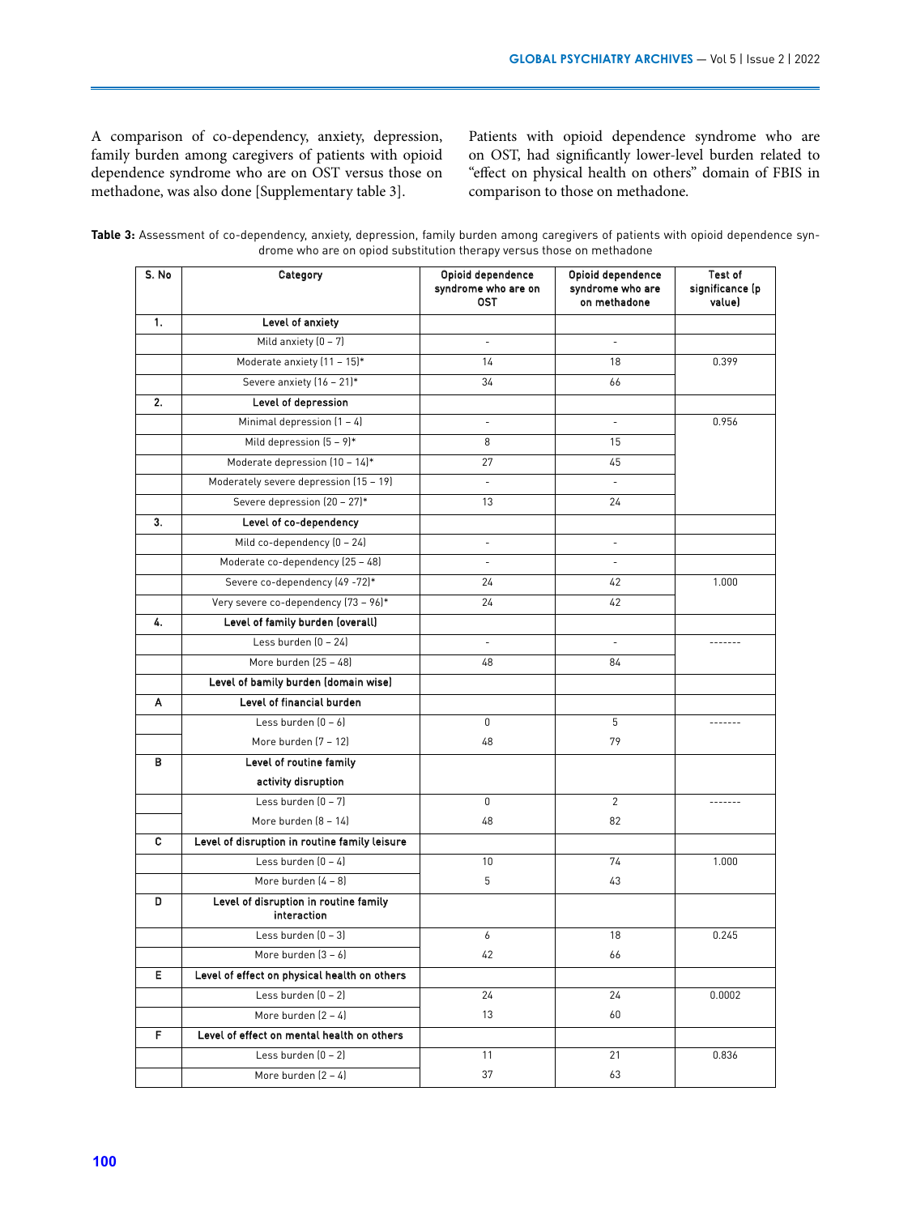A comparison of co-dependency, anxiety, depression, family burden among caregivers of patients with opioid dependence syndrome who are on OST versus those on methadone, was also done [Supplementary table 3].

Patients with opioid dependence syndrome who are on OST, had significantly lower-level burden related to "effect on physical health on others" domain of FBIS in comparison to those on methadone.

**Table 3:** Assessment of co-dependency, anxiety, depression, family burden among caregivers of patients with opioid dependence syndrome who are on opiod substitution therapy versus those on methadone

| S. No | Category | Opioid dependence syndrome who are on OST | Opioid dependence syndrome who are on methadone | Test of significance (p value) |
|---|---|---|---|---|
| 1. | **Level of anxiety** | | | |
| | Mild anxiety (0 – 7) | - | - | |
| | Moderate anxiety (11 – 15)* | 14 | 18 | 0.399 |
| | Severe anxiety (16 – 21)* | 34 | 66 | |
| 2. | **Level of depression** | | | |
| | Minimal depression (1 – 4) | - | - | 0.956 |
| | Mild depression (5 – 9)* | 8 | 15 | |
| | Moderate depression (10 – 14)* | 27 | 45 | |
| | Moderately severe depression (15 – 19) | - | - | |
| | Severe depression (20 – 27)* | 13 | 24 | |
| 3. | **Level of co-dependency** | | | |
| | Mild co-dependency (0 – 24) | - | - | |
| | Moderate co-dependency (25 – 48) | - | - | |
| | Severe co-dependency (49 -72)* | 24 | 42 | 1.000 |
| | Very severe co-dependency (73 – 96)* | 24 | 42 | |
| 4. | **Level of family burden (overall)** | | | |
| | Less burden (0 – 24) | - | - | ------- |
| | More burden (25 – 48) | 48 | 84 | |
| | **Level of bamily burden (domain wise)** | | | |
| A | **Level of financial burden** | | | |
| | Less burden (0 – 6) | 0 | 5 | ------- |
| | More burden (7 – 12) | 48 | 79 | |
| B | **Level of routine family activity disruption** | | | |
| | Less burden (0 – 7) | 0 | 2 | ------- |
| | More burden (8 – 14) | 48 | 82 | |
| C | **Level of disruption in routine family leisure** | | | |
| | Less burden (0 – 4) | 10 | 74 | 1.000 |
| | More burden (4 – 8) | 5 | 43 | |
| D | **Level of disruption in routine family interaction** | | | |
| | Less burden (0 – 3) | 6 | 18 | 0.245 |
| | More burden (3 – 6) | 42 | 66 | |
| E | **Level of effect on physical health on others** | | | |
| | Less burden (0 – 2) | 24 | 24 | 0.0002 |
| | More burden (2 – 4) | 13 | 60 | |
| F | **Level of effect on mental health on others** | | | |
| | Less burden (0 – 2) | 11 | 21 | 0.836 |
| | More burden (2 – 4) | 37 | 63 | |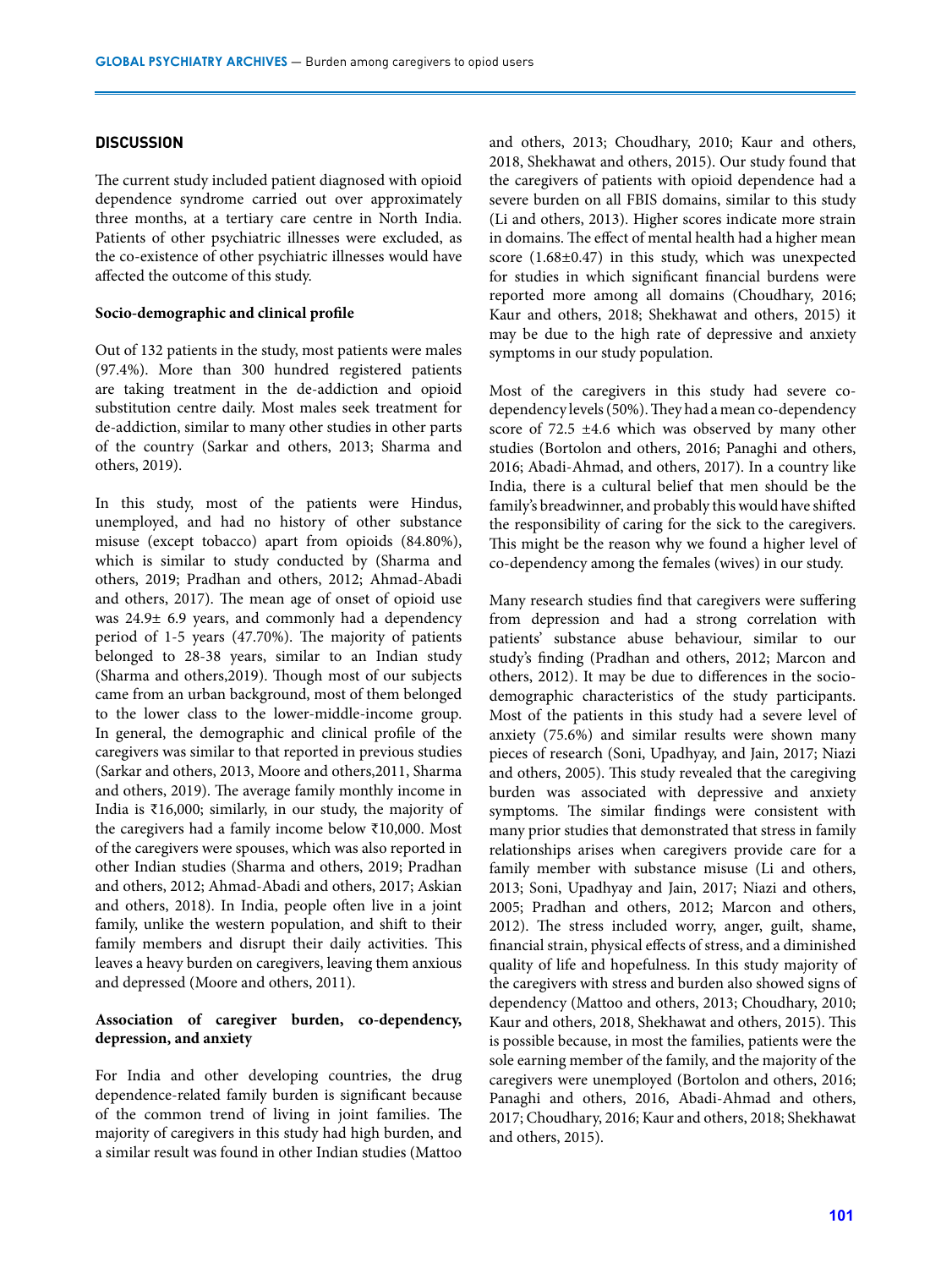## DISCUSSION

The current study included patient diagnosed with opioid dependence syndrome carried out over approximately three months, at a tertiary care centre in North India. Patients of other psychiatric illnesses were excluded, as the co-existence of other psychiatric illnesses would have affected the outcome of this study.

### Socio-demographic and clinical profile

Out of 132 patients in the study, most patients were males (97.4%). More than 300 hundred registered patients are taking treatment in the de-addiction and opioid substitution centre daily. Most males seek treatment for de-addiction, similar to many other studies in other parts of the country (Sarkar and others, 2013; Sharma and others, 2019).

In this study, most of the patients were Hindus, unemployed, and had no history of other substance misuse (except tobacco) apart from opioids (84.80%), which is similar to study conducted by (Sharma and others, 2019; Pradhan and others, 2012; Ahmad-Abadi and others, 2017). The mean age of onset of opioid use was 24.9± 6.9 years, and commonly had a dependency period of 1-5 years (47.70%). The majority of patients belonged to 28-38 years, similar to an Indian study (Sharma and others,2019). Though most of our subjects came from an urban background, most of them belonged to the lower class to the lower-middle-income group. In general, the demographic and clinical profile of the caregivers was similar to that reported in previous studies (Sarkar and others, 2013, Moore and others,2011, Sharma and others, 2019). The average family monthly income in India is ₹16,000; similarly, in our study, the majority of the caregivers had a family income below ₹10,000. Most of the caregivers were spouses, which was also reported in other Indian studies (Sharma and others, 2019; Pradhan and others, 2012; Ahmad-Abadi and others, 2017; Askian and others, 2018). In India, people often live in a joint family, unlike the western population, and shift to their family members and disrupt their daily activities. This leaves a heavy burden on caregivers, leaving them anxious and depressed (Moore and others, 2011).

### Association of caregiver burden, co-dependency, depression, and anxiety

For India and other developing countries, the drug dependence-related family burden is significant because of the common trend of living in joint families. The majority of caregivers in this study had high burden, and a similar result was found in other Indian studies (Mattoo and others, 2013; Choudhary, 2010; Kaur and others, 2018, Shekhawat and others, 2015). Our study found that the caregivers of patients with opioid dependence had a severe burden on all FBIS domains, similar to this study (Li and others, 2013). Higher scores indicate more strain in domains. The effect of mental health had a higher mean score (1.68±0.47) in this study, which was unexpected for studies in which significant financial burdens were reported more among all domains (Choudhary, 2016; Kaur and others, 2018; Shekhawat and others, 2015) it may be due to the high rate of depressive and anxiety symptoms in our study population.

Most of the caregivers in this study had severe co-dependency levels (50%). They had a mean co-dependency score of 72.5 ±4.6 which was observed by many other studies (Bortolon and others, 2016; Panaghi and others, 2016; Abadi-Ahmad, and others, 2017). In a country like India, there is a cultural belief that men should be the family's breadwinner, and probably this would have shifted the responsibility of caring for the sick to the caregivers. This might be the reason why we found a higher level of co-dependency among the females (wives) in our study.

Many research studies find that caregivers were suffering from depression and had a strong correlation with patients' substance abuse behaviour, similar to our study's finding (Pradhan and others, 2012; Marcon and others, 2012). It may be due to differences in the socio-demographic characteristics of the study participants. Most of the patients in this study had a severe level of anxiety (75.6%) and similar results were shown many pieces of research (Soni, Upadhyay, and Jain, 2017; Niazi and others, 2005). This study revealed that the caregiving burden was associated with depressive and anxiety symptoms. The similar findings were consistent with many prior studies that demonstrated that stress in family relationships arises when caregivers provide care for a family member with substance misuse (Li and others, 2013; Soni, Upadhyay and Jain, 2017; Niazi and others, 2005; Pradhan and others, 2012; Marcon and others, 2012). The stress included worry, anger, guilt, shame, financial strain, physical effects of stress, and a diminished quality of life and hopefulness. In this study majority of the caregivers with stress and burden also showed signs of dependency (Mattoo and others, 2013; Choudhary, 2010; Kaur and others, 2018, Shekhawat and others, 2015). This is possible because, in most the families, patients were the sole earning member of the family, and the majority of the caregivers were unemployed (Bortolon and others, 2016; Panaghi and others, 2016, Abadi-Ahmad and others, 2017; Choudhary, 2016; Kaur and others, 2018; Shekhawat and others, 2015).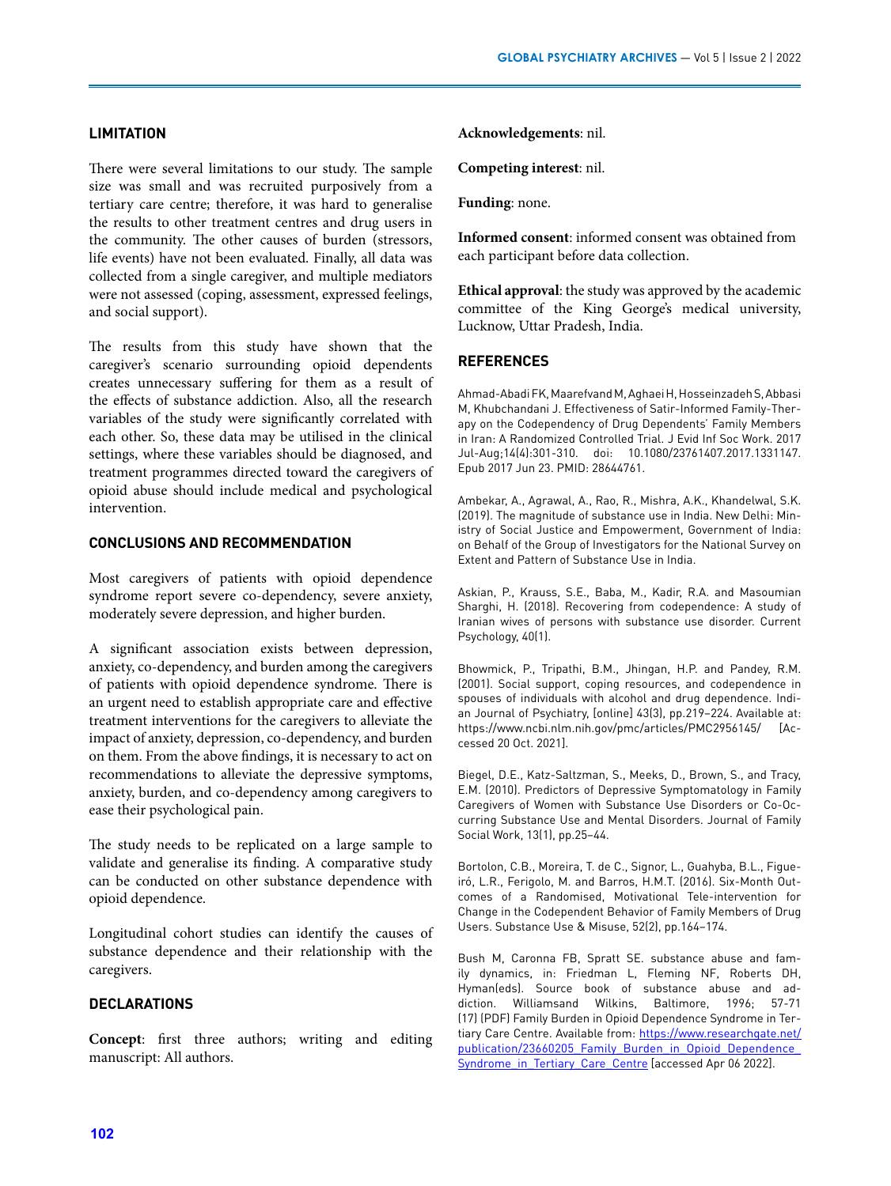## LIMITATION

There were several limitations to our study. The sample size was small and was recruited purposively from a tertiary care centre; therefore, it was hard to generalise the results to other treatment centres and drug users in the community. The other causes of burden (stressors, life events) have not been evaluated. Finally, all data was collected from a single caregiver, and multiple mediators were not assessed (coping, assessment, expressed feelings, and social support).

The results from this study have shown that the caregiver's scenario surrounding opioid dependents creates unnecessary suffering for them as a result of the effects of substance addiction. Also, all the research variables of the study were significantly correlated with each other. So, these data may be utilised in the clinical settings, where these variables should be diagnosed, and treatment programmes directed toward the caregivers of opioid abuse should include medical and psychological intervention.

## CONCLUSIONS AND RECOMMENDATION

Most caregivers of patients with opioid dependence syndrome report severe co-dependency, severe anxiety, moderately severe depression, and higher burden.

A significant association exists between depression, anxiety, co-dependency, and burden among the caregivers of patients with opioid dependence syndrome. There is an urgent need to establish appropriate care and effective treatment interventions for the caregivers to alleviate the impact of anxiety, depression, co-dependency, and burden on them. From the above findings, it is necessary to act on recommendations to alleviate the depressive symptoms, anxiety, burden, and co-dependency among caregivers to ease their psychological pain.

The study needs to be replicated on a large sample to validate and generalise its finding. A comparative study can be conducted on other substance dependence with opioid dependence.

Longitudinal cohort studies can identify the causes of substance dependence and their relationship with the caregivers.

## DECLARATIONS

**Concept**: first three authors; writing and editing manuscript: All authors.

**Acknowledgements**: nil.

**Competing interest**: nil.

**Funding**: none.

**Informed consent**: informed consent was obtained from each participant before data collection.

**Ethical approval**: the study was approved by the academic committee of the King George's medical university, Lucknow, Uttar Pradesh, India.

## REFERENCES

Ahmad-Abadi FK, Maarefvand M, Aghaei H, Hosseinzadeh S, Abbasi M, Khubchandani J. Effectiveness of Satir-Informed Family-Therapy on the Codependency of Drug Dependents' Family Members in Iran: A Randomized Controlled Trial. J Evid Inf Soc Work. 2017 Jul-Aug;14(4):301-310. doi: 10.1080/23761407.2017.1331147. Epub 2017 Jun 23. PMID: 28644761.

Ambekar, A., Agrawal, A., Rao, R., Mishra, A.K., Khandelwal, S.K. (2019). The magnitude of substance use in India. New Delhi: Ministry of Social Justice and Empowerment, Government of India: on Behalf of the Group of Investigators for the National Survey on Extent and Pattern of Substance Use in India.

Askian, P., Krauss, S.E., Baba, M., Kadir, R.A. and Masoumian Sharghi, H. (2018). Recovering from codependence: A study of Iranian wives of persons with substance use disorder. Current Psychology, 40(1).

Bhowmick, P., Tripathi, B.M., Jhingan, H.P. and Pandey, R.M. (2001). Social support, coping resources, and codependence in spouses of individuals with alcohol and drug dependence. Indian Journal of Psychiatry, [online] 43(3), pp.219–224. Available at: https://www.ncbi.nlm.nih.gov/pmc/articles/PMC2956145/ [Accessed 20 Oct. 2021].

Biegel, D.E., Katz-Saltzman, S., Meeks, D., Brown, S., and Tracy, E.M. (2010). Predictors of Depressive Symptomatology in Family Caregivers of Women with Substance Use Disorders or Co-Occurring Substance Use and Mental Disorders. Journal of Family Social Work, 13(1), pp.25–44.

Bortolon, C.B., Moreira, T. de C., Signor, L., Guahyba, B.L., Figueiró, L.R., Ferigolo, M. and Barros, H.M.T. (2016). Six-Month Outcomes of a Randomised, Motivational Tele-intervention for Change in the Codependent Behavior of Family Members of Drug Users. Substance Use & Misuse, 52(2), pp.164–174.

Bush M, Caronna FB, Spratt SE. substance abuse and family dynamics, in: Friedman L, Fleming NF, Roberts DH, Hyman(eds). Source book of substance abuse and addiction. Williamsand Wilkins, Baltimore, 1996; 57-71 (17) (PDF) Family Burden in Opioid Dependence Syndrome in Tertiary Care Centre. Available from: https://www.researchgate.net/publication/23660205_Family_Burden_in_Opioid_Dependence_Syndrome_in_Tertiary_Care_Centre [accessed Apr 06 2022].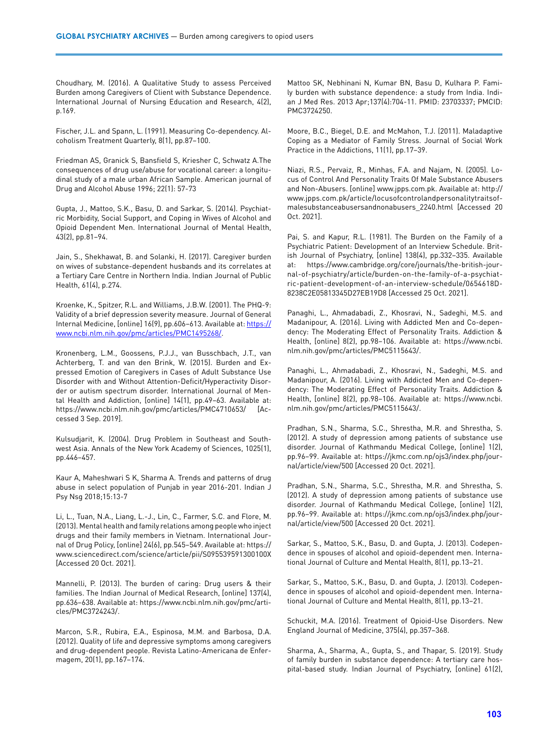Choudhary, M. (2016). A Qualitative Study to assess Perceived Burden among Caregivers of Client with Substance Dependence. International Journal of Nursing Education and Research, 4(2), p.169.

Fischer, J.L. and Spann, L. (1991). Measuring Co-dependency. Alcoholism Treatment Quarterly, 8(1), pp.87–100.

Friedman AS, Granick S, Bansfield S, Kriesher C, Schwatz A.The consequences of drug use/abuse for vocational career: a longitudinal study of a male urban African Sample. American journal of Drug and Alcohol Abuse 1996; 22(1): 57-73

Gupta, J., Mattoo, S.K., Basu, D. and Sarkar, S. (2014). Psychiatric Morbidity, Social Support, and Coping in Wives of Alcohol and Opioid Dependent Men. International Journal of Mental Health, 43(2), pp.81–94.

Jain, S., Shekhawat, B. and Solanki, H. (2017). Caregiver burden on wives of substance-dependent husbands and its correlates at a Tertiary Care Centre in Northern India. Indian Journal of Public Health, 61(4), p.274.

Kroenke, K., Spitzer, R.L. and Williams, J.B.W. (2001). The PHQ-9: Validity of a brief depression severity measure. Journal of General Internal Medicine, [online] 16(9), pp.606–613. Available at: https://www.ncbi.nlm.nih.gov/pmc/articles/PMC1495268/.

Kronenberg, L.M., Goossens, P.J.J., van Busschbach, J.T., van Achterberg, T. and van den Brink, W. (2015). Burden and Expressed Emotion of Caregivers in Cases of Adult Substance Use Disorder with and Without Attention-Deficit/Hyperactivity Disorder or autism spectrum disorder. International Journal of Mental Health and Addiction, [online] 14(1), pp.49–63. Available at: https://www.ncbi.nlm.nih.gov/pmc/articles/PMC4710653/ [Accessed 3 Sep. 2019].

Kulsudjarit, K. (2004). Drug Problem in Southeast and Southwest Asia. Annals of the New York Academy of Sciences, 1025(1), pp.446–457.

Kaur A, Maheshwari S K, Sharma A. Trends and patterns of drug abuse in select population of Punjab in year 2016-201. Indian J Psy Nsg 2018;15:13-7

Li, L., Tuan, N.A., Liang, L.-J., Lin, C., Farmer, S.C. and Flore, M. (2013). Mental health and family relations among people who inject drugs and their family members in Vietnam. International Journal of Drug Policy, [online] 24(6), pp.545–549. Available at: https://www.sciencedirect.com/science/article/pii/S095539591300100X [Accessed 20 Oct. 2021].

Mannelli, P. (2013). The burden of caring: Drug users & their families. The Indian Journal of Medical Research, [online] 137(4), pp.636–638. Available at: https://www.ncbi.nlm.nih.gov/pmc/articles/PMC3724243/.

Marcon, S.R., Rubira, E.A., Espinosa, M.M. and Barbosa, D.A. (2012). Quality of life and depressive symptoms among caregivers and drug-dependent people. Revista Latino-Americana de Enfermagem, 20(1), pp.167–174.

Mattoo SK, Nebhinani N, Kumar BN, Basu D, Kulhara P. Family burden with substance dependence: a study from India. Indian J Med Res. 2013 Apr;137(4):704-11. PMID: 23703337; PMCID: PMC3724250.

Moore, B.C., Biegel, D.E. and McMahon, T.J. (2011). Maladaptive Coping as a Mediator of Family Stress. Journal of Social Work Practice in the Addictions, 11(1), pp.17–39.

Niazi, R.S., Pervaiz, R., Minhas, F.A. and Najam, N. (2005). Locus of Control And Personality Traits Of Male Substance Abusers and Non-Abusers. [online] www.jpps.com.pk. Available at: http://www.jpps.com.pk/article/locusofcontrolandpersonalitytraitsofmalesubstanceabusersandnonabusers_2240.html [Accessed 20 Oct. 2021].

Pai, S. and Kapur, R.L. (1981). The Burden on the Family of a Psychiatric Patient: Development of an Interview Schedule. British Journal of Psychiatry, [online] 138(4), pp.332–335. Available at: https://www.cambridge.org/core/journals/the-british-journal-of-psychiatry/article/burden-on-the-family-of-a-psychiatric-patient-development-of-an-interview-schedule/0654618D8238C2E05813345D27EB19D8 [Accessed 25 Oct. 2021].

Panaghi, L., Ahmadabadi, Z., Khosravi, N., Sadeghi, M.S. and Madanipour, A. (2016). Living with Addicted Men and Co-dependency: The Moderating Effect of Personality Traits. Addiction & Health, [online] 8(2), pp.98–106. Available at: https://www.ncbi.nlm.nih.gov/pmc/articles/PMC5115643/.

Panaghi, L., Ahmadabadi, Z., Khosravi, N., Sadeghi, M.S. and Madanipour, A. (2016). Living with Addicted Men and Co-dependency: The Moderating Effect of Personality Traits. Addiction & Health, [online] 8(2), pp.98–106. Available at: https://www.ncbi.nlm.nih.gov/pmc/articles/PMC5115643/.

Pradhan, S.N., Sharma, S.C., Shrestha, M.R. and Shrestha, S. (2012). A study of depression among patients of substance use disorder. Journal of Kathmandu Medical College, [online] 1(2), pp.96–99. Available at: https://jkmc.com.np/ojs3/index.php/journal/article/view/500 [Accessed 20 Oct. 2021].

Pradhan, S.N., Sharma, S.C., Shrestha, M.R. and Shrestha, S. (2012). A study of depression among patients of substance use disorder. Journal of Kathmandu Medical College, [online] 1(2), pp.96–99. Available at: https://jkmc.com.np/ojs3/index.php/journal/article/view/500 [Accessed 20 Oct. 2021].

Sarkar, S., Mattoo, S.K., Basu, D. and Gupta, J. (2013). Codependence in spouses of alcohol and opioid-dependent men. International Journal of Culture and Mental Health, 8(1), pp.13–21.

Sarkar, S., Mattoo, S.K., Basu, D. and Gupta, J. (2013). Codependence in spouses of alcohol and opioid-dependent men. International Journal of Culture and Mental Health, 8(1), pp.13–21.

Schuckit, M.A. (2016). Treatment of Opioid-Use Disorders. New England Journal of Medicine, 375(4), pp.357–368.

Sharma, A., Sharma, A., Gupta, S., and Thapar, S. (2019). Study of family burden in substance dependence: A tertiary care hospital-based study. Indian Journal of Psychiatry, [online] 61(2),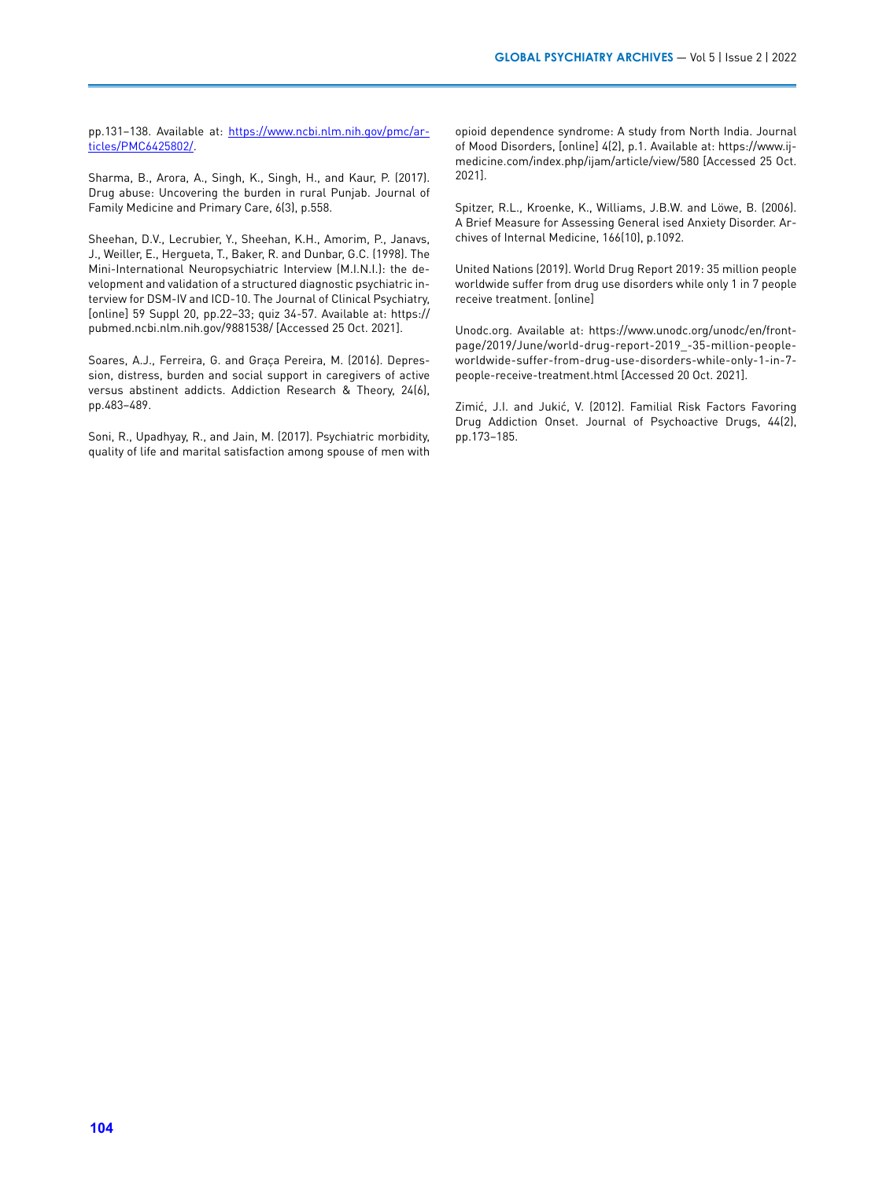pp.131–138. Available at: https://www.ncbi.nlm.nih.gov/pmc/articles/PMC6425802/.

Sharma, B., Arora, A., Singh, K., Singh, H., and Kaur, P. (2017). Drug abuse: Uncovering the burden in rural Punjab. Journal of Family Medicine and Primary Care, 6(3), p.558.

Sheehan, D.V., Lecrubier, Y., Sheehan, K.H., Amorim, P., Janavs, J., Weiller, E., Hergueta, T., Baker, R. and Dunbar, G.C. (1998). The Mini-International Neuropsychiatric Interview (M.I.N.I.): the development and validation of a structured diagnostic psychiatric interview for DSM-IV and ICD-10. The Journal of Clinical Psychiatry, [online] 59 Suppl 20, pp.22–33; quiz 34-57. Available at: https://pubmed.ncbi.nlm.nih.gov/9881538/ [Accessed 25 Oct. 2021].

Soares, A.J., Ferreira, G. and Graça Pereira, M. (2016). Depression, distress, burden and social support in caregivers of active versus abstinent addicts. Addiction Research & Theory, 24(6), pp.483–489.

Soni, R., Upadhyay, R., and Jain, M. (2017). Psychiatric morbidity, quality of life and marital satisfaction among spouse of men with opioid dependence syndrome: A study from North India. Journal of Mood Disorders, [online] 4(2), p.1. Available at: https://www.ijmedicine.com/index.php/ijam/article/view/580 [Accessed 25 Oct. 2021].

Spitzer, R.L., Kroenke, K., Williams, J.B.W. and Löwe, B. (2006). A Brief Measure for Assessing General ised Anxiety Disorder. Archives of Internal Medicine, 166(10), p.1092.

United Nations (2019). World Drug Report 2019: 35 million people worldwide suffer from drug use disorders while only 1 in 7 people receive treatment. [online]

Unodc.org. Available at: https://www.unodc.org/unodc/en/frontpage/2019/June/world-drug-report-2019_-35-million-people-worldwide-suffer-from-drug-use-disorders-while-only-1-in-7-people-receive-treatment.html [Accessed 20 Oct. 2021].

Zimić, J.I. and Jukić, V. (2012). Familial Risk Factors Favoring Drug Addiction Onset. Journal of Psychoactive Drugs, 44(2), pp.173–185.